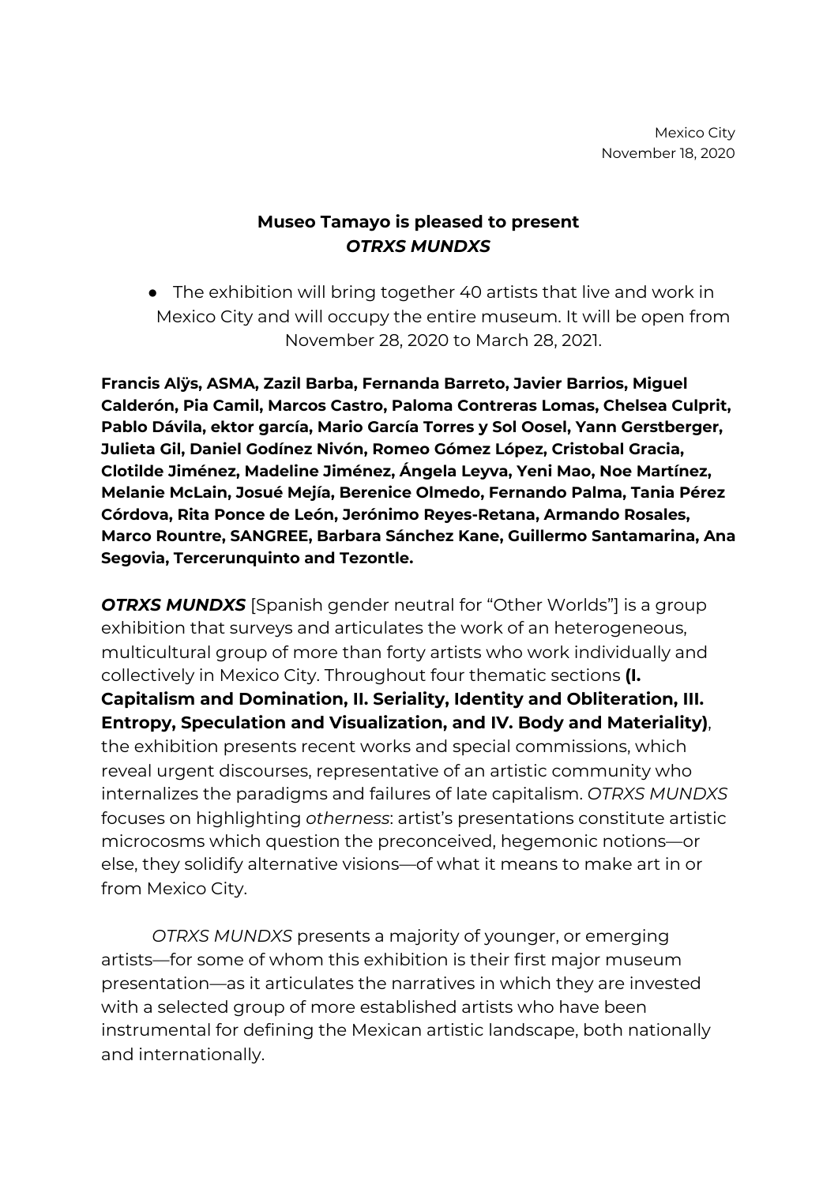Mexico City
November 18, 2020

**Museo Tamayo is pleased to present**
***OTRXS MUNDXS***

- The exhibition will bring together 40 artists that live and work in Mexico City and will occupy the entire museum. It will be open from November 28, 2020 to March 28, 2021.

**Francis Alÿs, ASMA, Zazil Barba, Fernanda Barreto, Javier Barrios, Miguel Calderón, Pia Camil, Marcos Castro, Paloma Contreras Lomas, Chelsea Culprit, Pablo Dávila, ektor garcía, Mario García Torres y Sol Oosel, Yann Gerstberger, Julieta Gil, Daniel Godínez Nivón, Romeo Gómez López, Cristobal Gracia, Clotilde Jiménez, Madeline Jiménez, Ángela Leyva, Yeni Mao, Noe Martínez, Melanie McLain, Josué Mejía, Berenice Olmedo, Fernando Palma, Tania Pérez Córdova, Rita Ponce de León, Jerónimo Reyes-Retana, Armando Rosales, Marco Rountre, SANGREE, Barbara Sánchez Kane, Guillermo Santamarina, Ana Segovia, Tercerunquinto and Tezontle.**

***OTRXS MUNDXS*** [Spanish gender neutral for "Other Worlds"] is a group exhibition that surveys and articulates the work of an heterogeneous, multicultural group of more than forty artists who work individually and collectively in Mexico City. Throughout four thematic sections **(I. Capitalism and Domination, II. Seriality, Identity and Obliteration, III. Entropy, Speculation and Visualization, and IV. Body and Materiality)**, the exhibition presents recent works and special commissions, which reveal urgent discourses, representative of an artistic community who internalizes the paradigms and failures of late capitalism. *OTRXS MUNDXS* focuses on highlighting *otherness*: artist's presentations constitute artistic microcosms which question the preconceived, hegemonic notions—or else, they solidify alternative visions—of what it means to make art in or from Mexico City.

*OTRXS MUNDXS* presents a majority of younger, or emerging artists—for some of whom this exhibition is their first major museum presentation—as it articulates the narratives in which they are invested with a selected group of more established artists who have been instrumental for defining the Mexican artistic landscape, both nationally and internationally.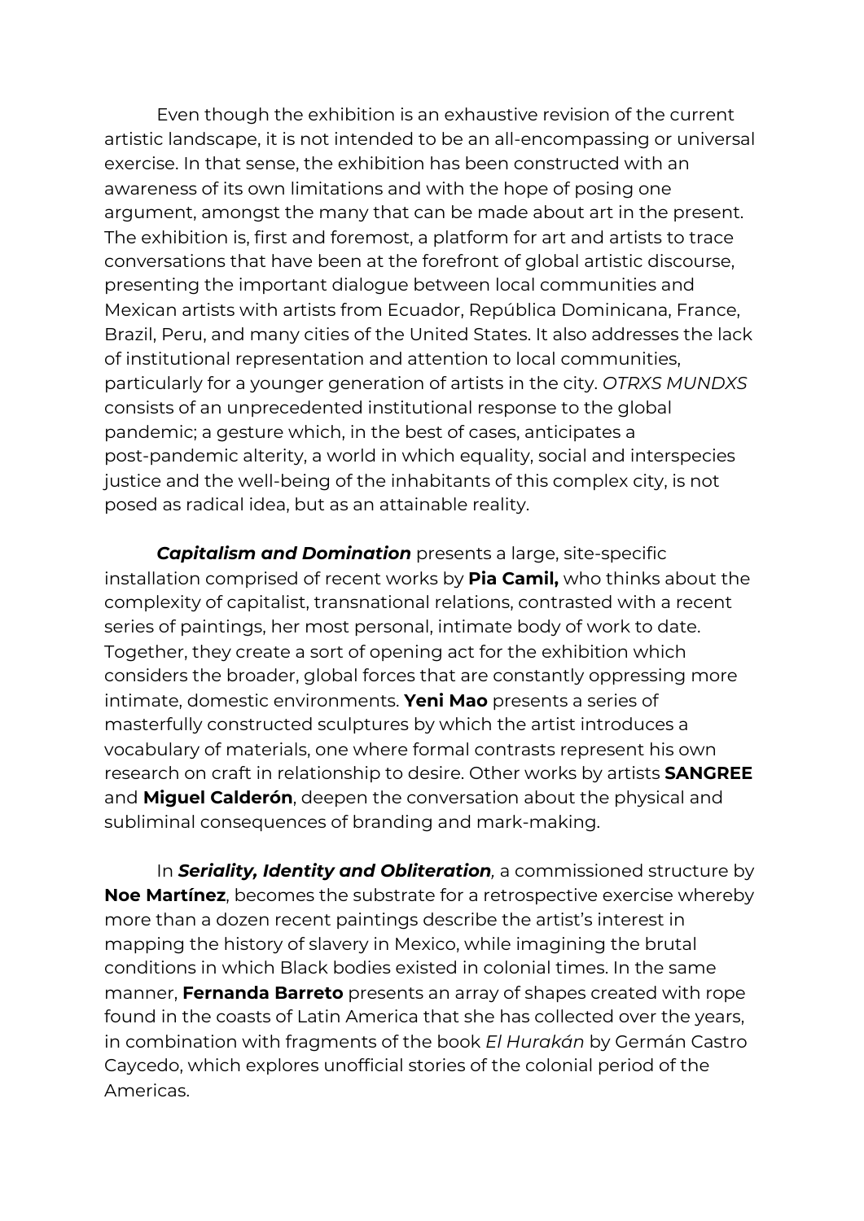Even though the exhibition is an exhaustive revision of the current artistic landscape, it is not intended to be an all-encompassing or universal exercise. In that sense, the exhibition has been constructed with an awareness of its own limitations and with the hope of posing one argument, amongst the many that can be made about art in the present. The exhibition is, first and foremost, a platform for art and artists to trace conversations that have been at the forefront of global artistic discourse, presenting the important dialogue between local communities and Mexican artists with artists from Ecuador, República Dominicana, France, Brazil, Peru, and many cities of the United States. It also addresses the lack of institutional representation and attention to local communities, particularly for a younger generation of artists in the city. *OTRXS MUNDXS* consists of an unprecedented institutional response to the global pandemic; a gesture which, in the best of cases, anticipates a post-pandemic alterity, a world in which equality, social and interspecies justice and the well-being of the inhabitants of this complex city, is not posed as radical idea, but as an attainable reality.

***Capitalism and Domination*** presents a large, site-specific installation comprised of recent works by **Pia Camil,** who thinks about the complexity of capitalist, transnational relations, contrasted with a recent series of paintings, her most personal, intimate body of work to date. Together, they create a sort of opening act for the exhibition which considers the broader, global forces that are constantly oppressing more intimate, domestic environments. **Yeni Mao** presents a series of masterfully constructed sculptures by which the artist introduces a vocabulary of materials, one where formal contrasts represent his own research on craft in relationship to desire. Other works by artists **SANGREE** and **Miguel Calderón**, deepen the conversation about the physical and subliminal consequences of branding and mark-making.

In ***Seriality, Identity and Obliteration**,* a commissioned structure by **Noe Martínez**, becomes the substrate for a retrospective exercise whereby more than a dozen recent paintings describe the artist's interest in mapping the history of slavery in Mexico, while imagining the brutal conditions in which Black bodies existed in colonial times. In the same manner, **Fernanda Barreto** presents an array of shapes created with rope found in the coasts of Latin America that she has collected over the years, in combination with fragments of the book *El Hurakán* by Germán Castro Caycedo, which explores unofficial stories of the colonial period of the Americas.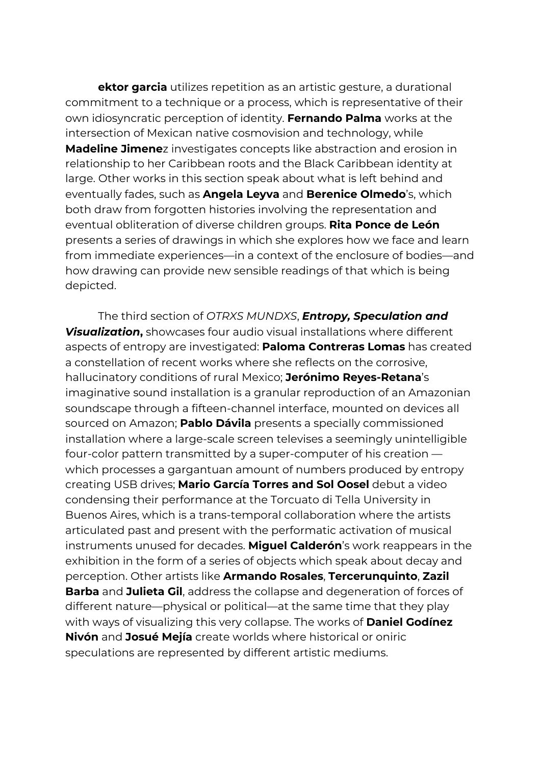**ektor garcia** utilizes repetition as an artistic gesture, a durational commitment to a technique or a process, which is representative of their own idiosyncratic perception of identity. **Fernando Palma** works at the intersection of Mexican native cosmovision and technology, while **Madeline Jimene**z investigates concepts like abstraction and erosion in relationship to her Caribbean roots and the Black Caribbean identity at large. Other works in this section speak about what is left behind and eventually fades, such as **Angela Leyva** and **Berenice Olmedo**'s, which both draw from forgotten histories involving the representation and eventual obliteration of diverse children groups. **Rita Ponce de León** presents a series of drawings in which she explores how we face and learn from immediate experiences—in a context of the enclosure of bodies—and how drawing can provide new sensible readings of that which is being depicted.

The third section of *OTRXS MUNDXS*, ***Entropy, Speculation and Visualization*,** showcases four audio visual installations where different aspects of entropy are investigated: **Paloma Contreras Lomas** has created a constellation of recent works where she reflects on the corrosive, hallucinatory conditions of rural Mexico; **Jerónimo Reyes-Retana**'s imaginative sound installation is a granular reproduction of an Amazonian soundscape through a fifteen-channel interface, mounted on devices all sourced on Amazon; **Pablo Dávila** presents a specially commissioned installation where a large-scale screen televises a seemingly unintelligible four-color pattern transmitted by a super-computer of his creation — which processes a gargantuan amount of numbers produced by entropy creating USB drives; **Mario García Torres and Sol Oosel** debut a video condensing their performance at the Torcuato di Tella University in Buenos Aires, which is a trans-temporal collaboration where the artists articulated past and present with the performatic activation of musical instruments unused for decades. **Miguel Calderón**'s work reappears in the exhibition in the form of a series of objects which speak about decay and perception. Other artists like **Armando Rosales**, **Tercerunquinto**, **Zazil Barba** and **Julieta Gil**, address the collapse and degeneration of forces of different nature—physical or political—at the same time that they play with ways of visualizing this very collapse. The works of **Daniel Godínez Nivón** and **Josué Mejía** create worlds where historical or oniric speculations are represented by different artistic mediums.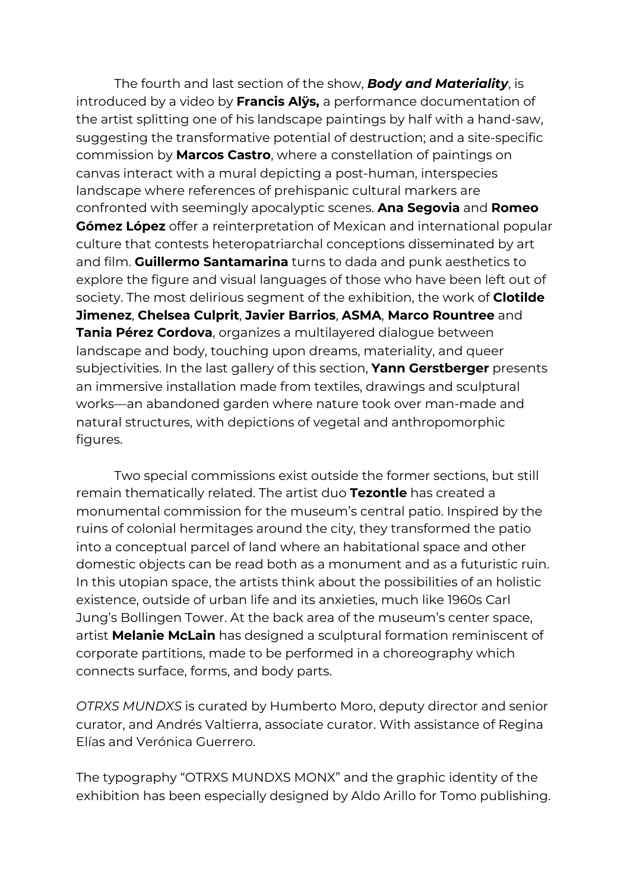The fourth and last section of the show, ***Body and Materiality***, is introduced by a video by **Francis Alÿs,** a performance documentation of the artist splitting one of his landscape paintings by half with a hand-saw, suggesting the transformative potential of destruction; and a site-specific commission by **Marcos Castro**, where a constellation of paintings on canvas interact with a mural depicting a post-human, interspecies landscape where references of prehispanic cultural markers are confronted with seemingly apocalyptic scenes. **Ana Segovia** and **Romeo Gómez López** offer a reinterpretation of Mexican and international popular culture that contests heteropatriarchal conceptions disseminated by art and film. **Guillermo Santamarina** turns to dada and punk aesthetics to explore the figure and visual languages of those who have been left out of society. The most delirious segment of the exhibition, the work of **Clotilde Jimenez**, **Chelsea Culprit**, **Javier Barrios**, **ASMA**, **Marco Rountree** and **Tania Pérez Cordova**, organizes a multilayered dialogue between landscape and body, touching upon dreams, materiality, and queer subjectivities. In the last gallery of this section, **Yann Gerstberger** presents an immersive installation made from textiles, drawings and sculptural works—an abandoned garden where nature took over man-made and natural structures, with depictions of vegetal and anthropomorphic figures.

Two special commissions exist outside the former sections, but still remain thematically related. The artist duo **Tezontle** has created a monumental commission for the museum's central patio. Inspired by the ruins of colonial hermitages around the city, they transformed the patio into a conceptual parcel of land where an habitational space and other domestic objects can be read both as a monument and as a futuristic ruin. In this utopian space, the artists think about the possibilities of an holistic existence, outside of urban life and its anxieties, much like 1960s Carl Jung's Bollingen Tower. At the back area of the museum's center space, artist **Melanie McLain** has designed a sculptural formation reminiscent of corporate partitions, made to be performed in a choreography which connects surface, forms, and body parts.

*OTRXS MUNDXS* is curated by Humberto Moro, deputy director and senior curator, and Andrés Valtierra, associate curator. With assistance of Regina Elías and Verónica Guerrero.

The typography "OTRXS MUNDXS MONX" and the graphic identity of the exhibition has been especially designed by Aldo Arillo for Tomo publishing.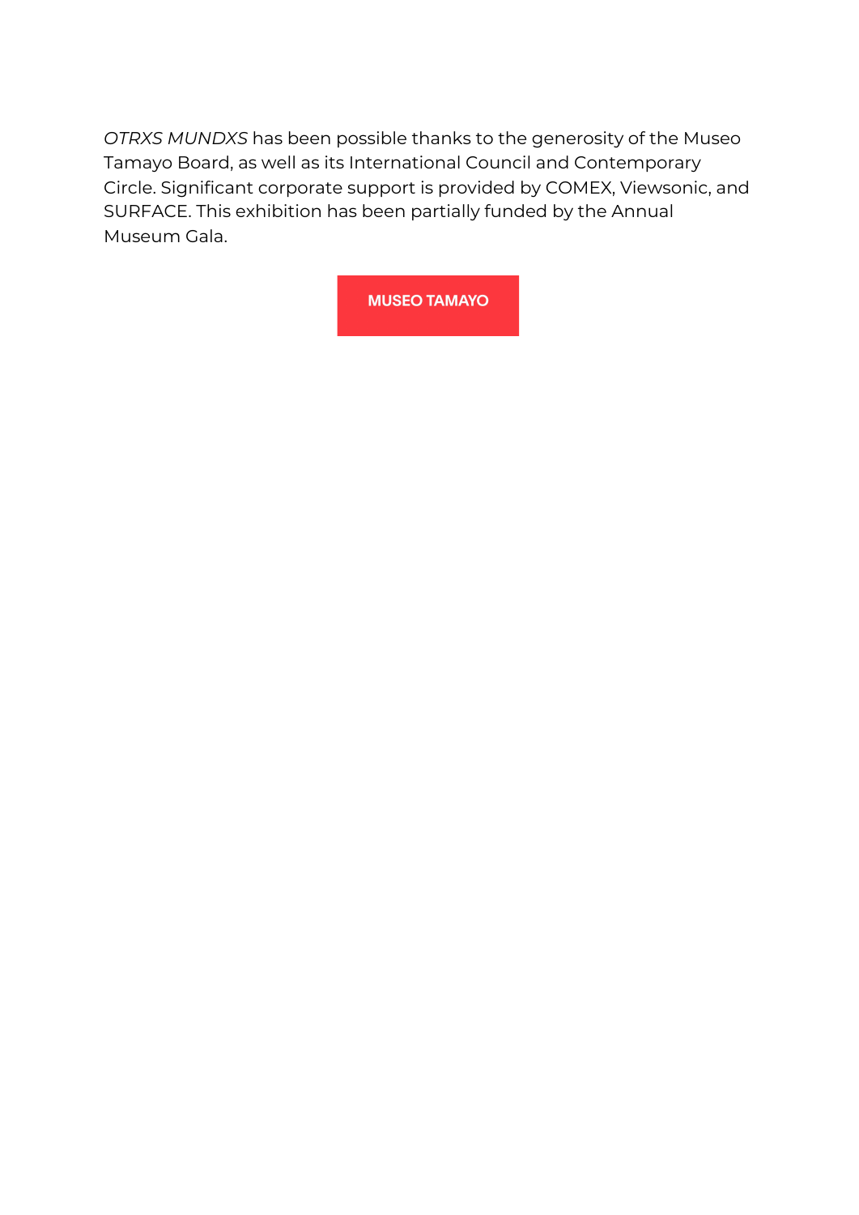*OTRXS MUNDXS* has been possible thanks to the generosity of the Museo Tamayo Board, as well as its International Council and Contemporary Circle. Significant corporate support is provided by COMEX, Viewsonic, and SURFACE. This exhibition has been partially funded by the Annual Museum Gala.

**MUSEO TAMAYO**